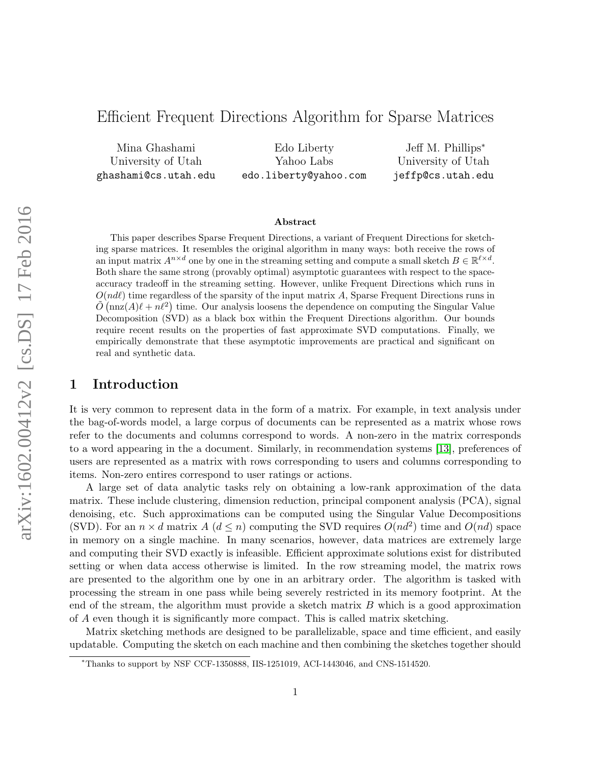# Efficient Frequent Directions Algorithm for Sparse Matrices

Mina Ghashami
University of Utah
ghashami@cs.utah.edu

Edo Liberty
Yahoo Labs
edo.liberty@yahoo.com

Jeff M. Phillips[*]
University of Utah
jeffp@cs.utah.edu

**Abstract**

This paper describes Sparse Frequent Directions, a variant of Frequent Directions for sketching sparse matrices. It resembles the original algorithm in many ways: both receive the rows of an input matrix $A^{n \times d}$ one by one in the streaming setting and compute a small sketch $B \in \mathbb{R}^{\ell \times d}$. Both share the same strong (provably optimal) asymptotic guarantees with respect to the space-accuracy tradeoff in the streaming setting. However, unlike Frequent Directions which runs in $O(nd\ell)$ time regardless of the sparsity of the input matrix $A$, Sparse Frequent Directions runs in $\tilde{O}\left(\text{nnz}(A)\ell + n\ell^2\right)$ time. Our analysis loosens the dependence on computing the Singular Value Decomposition (SVD) as a black box within the Frequent Directions algorithm. Our bounds require recent results on the properties of fast approximate SVD computations. Finally, we empirically demonstrate that these asymptotic improvements are practical and significant on real and synthetic data.

## 1 Introduction

It is very common to represent data in the form of a matrix. For example, in text analysis under the bag-of-words model, a large corpus of documents can be represented as a matrix whose rows refer to the documents and columns correspond to words. A non-zero in the matrix corresponds to a word appearing in the a document. Similarly, in recommendation systems [13], preferences of users are represented as a matrix with rows corresponding to users and columns corresponding to items. Non-zero entires correspond to user ratings or actions.

A large set of data analytic tasks rely on obtaining a low-rank approximation of the data matrix. These include clustering, dimension reduction, principal component analysis (PCA), signal denoising, etc. Such approximations can be computed using the Singular Value Decompositions (SVD). For an $n \times d$ matrix $A$ ($d \leq n$) computing the SVD requires $O(nd^2)$ time and $O(nd)$ space in memory on a single machine. In many scenarios, however, data matrices are extremely large and computing their SVD exactly is infeasible. Efficient approximate solutions exist for distributed setting or when data access otherwise is limited. In the row streaming model, the matrix rows are presented to the algorithm one by one in an arbitrary order. The algorithm is tasked with processing the stream in one pass while being severely restricted in its memory footprint. At the end of the stream, the algorithm must provide a sketch matrix $B$ which is a good approximation of $A$ even though it is significantly more compact. This is called matrix sketching.

Matrix sketching methods are designed to be parallelizable, space and time efficient, and easily updatable. Computing the sketch on each machine and then combining the sketches together should

[*]Thanks to support by NSF CCF-1350888, IIS-1251019, ACI-1443046, and CNS-1514520.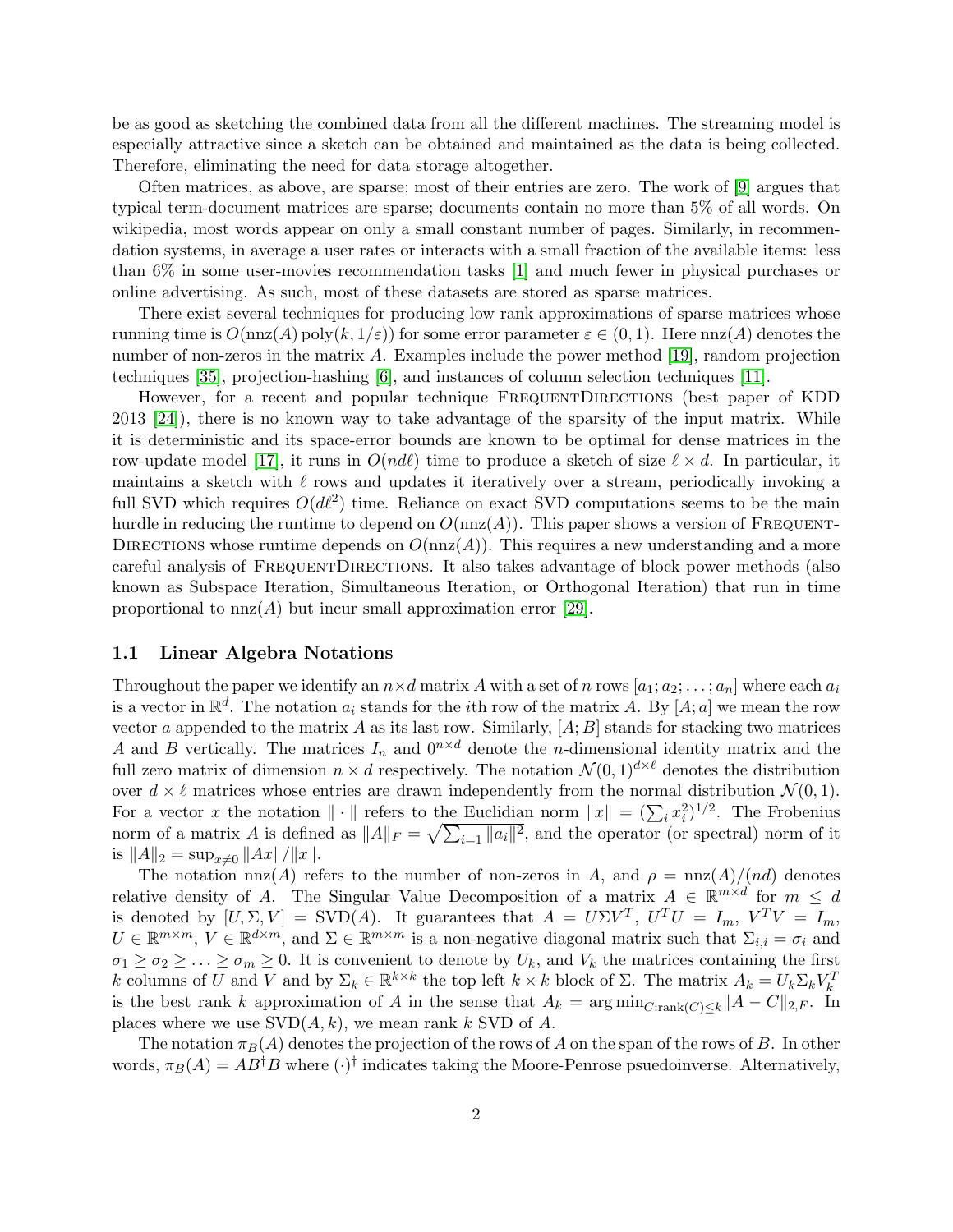be as good as sketching the combined data from all the different machines. The streaming model is especially attractive since a sketch can be obtained and maintained as the data is being collected. Therefore, eliminating the need for data storage altogether.

Often matrices, as above, are sparse; most of their entries are zero. The work of [9] argues that typical term-document matrices are sparse; documents contain no more than 5% of all words. On wikipedia, most words appear on only a small constant number of pages. Similarly, in recommendation systems, in average a user rates or interacts with a small fraction of the available items: less than 6% in some user-movies recommendation tasks [1] and much fewer in physical purchases or online advertising. As such, most of these datasets are stored as sparse matrices.

There exist several techniques for producing low rank approximations of sparse matrices whose running time is $O(\mathrm{nnz}(A)\,\mathrm{poly}(k, 1/\varepsilon))$ for some error parameter $\varepsilon \in (0,1)$. Here $\mathrm{nnz}(A)$ denotes the number of non-zeros in the matrix $A$. Examples include the power method [19], random projection techniques [35], projection-hashing [6], and instances of column selection techniques [11].

However, for a recent and popular technique FrequentDirections (best paper of KDD 2013 [24]), there is no known way to take advantage of the sparsity of the input matrix. While it is deterministic and its space-error bounds are known to be optimal for dense matrices in the row-update model [17], it runs in $O(nd\ell)$ time to produce a sketch of size $\ell \times d$. In particular, it maintains a sketch with $\ell$ rows and updates it iteratively over a stream, periodically invoking a full SVD which requires $O(d\ell^2)$ time. Reliance on exact SVD computations seems to be the main hurdle in reducing the runtime to depend on $O(\mathrm{nnz}(A))$. This paper shows a version of FrequentDirections whose runtime depends on $O(\mathrm{nnz}(A))$. This requires a new understanding and a more careful analysis of FrequentDirections. It also takes advantage of block power methods (also known as Subspace Iteration, Simultaneous Iteration, or Orthogonal Iteration) that run in time proportional to $\mathrm{nnz}(A)$ but incur small approximation error [29].

## 1.1 Linear Algebra Notations

Throughout the paper we identify an $n \times d$ matrix $A$ with a set of $n$ rows $[a_1; a_2; \ldots; a_n]$ where each $a_i$ is a vector in $\mathbb{R}^d$. The notation $a_i$ stands for the $i$th row of the matrix $A$. By $[A; a]$ we mean the row vector $a$ appended to the matrix $A$ as its last row. Similarly, $[A; B]$ stands for stacking two matrices $A$ and $B$ vertically. The matrices $I_n$ and $0^{n \times d}$ denote the $n$-dimensional identity matrix and the full zero matrix of dimension $n \times d$ respectively. The notation $\mathcal{N}(0,1)^{d \times \ell}$ denotes the distribution over $d \times \ell$ matrices whose entries are drawn independently from the normal distribution $\mathcal{N}(0,1)$. For a vector $x$ the notation $\|\cdot\|$ refers to the Euclidian norm $\|x\| = (\sum_i x_i^2)^{1/2}$. The Frobenius norm of a matrix $A$ is defined as $\|A\|_F = \sqrt{\sum_{i=1} \|a_i\|^2}$, and the operator (or spectral) norm of it is $\|A\|_2 = \sup_{x \neq 0} \|Ax\|/\|x\|$.

The notation $\mathrm{nnz}(A)$ refers to the number of non-zeros in $A$, and $\rho = \mathrm{nnz}(A)/(nd)$ denotes relative density of $A$. The Singular Value Decomposition of a matrix $A \in \mathbb{R}^{m \times d}$ for $m \leq d$ is denoted by $[U, \Sigma, V] = \mathrm{SVD}(A)$. It guarantees that $A = U \Sigma V^T$, $U^T U = I_m$, $V^T V = I_m$, $U \in \mathbb{R}^{m \times m}$, $V \in \mathbb{R}^{d \times m}$, and $\Sigma \in \mathbb{R}^{m \times m}$ is a non-negative diagonal matrix such that $\Sigma_{i,i} = \sigma_i$ and $\sigma_1 \geq \sigma_2 \geq \ldots \geq \sigma_m \geq 0$. It is convenient to denote by $U_k$, and $V_k$ the matrices containing the first $k$ columns of $U$ and $V$ and by $\Sigma_k \in \mathbb{R}^{k \times k}$ the top left $k \times k$ block of $\Sigma$. The matrix $A_k = U_k \Sigma_k V_k^T$ is the best rank $k$ approximation of $A$ in the sense that $A_k = \arg\min_{C:\mathrm{rank}(C) \leq k} \|A - C\|_{2,F}$. In places where we use $\mathrm{SVD}(A, k)$, we mean rank $k$ SVD of $A$.

The notation $\pi_B(A)$ denotes the projection of the rows of $A$ on the span of the rows of $B$. In other words, $\pi_B(A) = AB^\dagger B$ where $(\cdot)^\dagger$ indicates taking the Moore-Penrose psuedoinverse. Alternatively,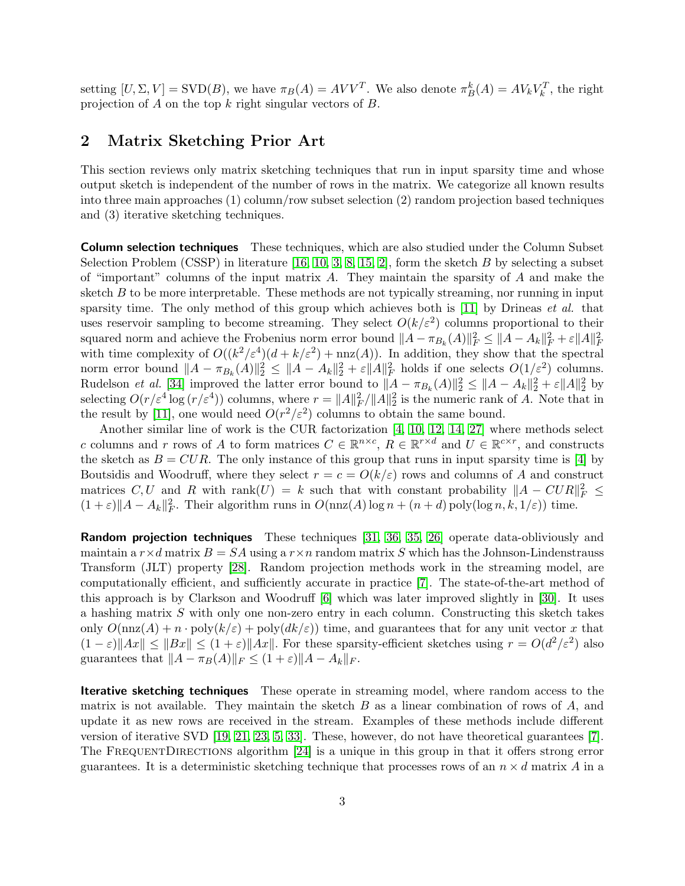setting $[U, \Sigma, V] = \text{SVD}(B)$, we have $\pi_B(A) = AVV^T$. We also denote $\pi_B^k(A) = AV_kV_k^T$, the right projection of $A$ on the top $k$ right singular vectors of $B$.

## 2 Matrix Sketching Prior Art

This section reviews only matrix sketching techniques that run in input sparsity time and whose output sketch is independent of the number of rows in the matrix. We categorize all known results into three main approaches (1) column/row subset selection (2) random projection based techniques and (3) iterative sketching techniques.

**Column selection techniques** These techniques, which are also studied under the Column Subset Selection Problem (CSSP) in literature [16, 10, 3, 8, 15, 2], form the sketch $B$ by selecting a subset of "important" columns of the input matrix $A$. They maintain the sparsity of $A$ and make the sketch $B$ to be more interpretable. These methods are not typically streaming, nor running in input sparsity time. The only method of this group which achieves both is [11] by Drineas *et al.* that uses reservoir sampling to become streaming. They select $O(k/\varepsilon^2)$ columns proportional to their squared norm and achieve the Frobenius norm error bound $\|A - \pi_{B_k}(A)\|_F^2 \leq \|A - A_k\|_F^2 + \varepsilon\|A\|_F^2$ with time complexity of $O((k^2/\varepsilon^4)(d + k/\varepsilon^2) + \text{nnz}(A))$. In addition, they show that the spectral norm error bound $\|A - \pi_{B_k}(A)\|_2^2 \leq \|A - A_k\|_2^2 + \varepsilon\|A\|_F^2$ holds if one selects $O(1/\varepsilon^2)$ columns. Rudelson *et al.* [34] improved the latter error bound to $\|A - \pi_{B_k}(A)\|_2^2 \leq \|A - A_k\|_2^2 + \varepsilon\|A\|_2^2$ by selecting $O(r/\varepsilon^4 \log(r/\varepsilon^4))$ columns, where $r = \|A\|_F^2/\|A\|_2^2$ is the numeric rank of $A$. Note that in the result by [11], one would need $O(r^2/\varepsilon^2)$ columns to obtain the same bound.

Another similar line of work is the CUR factorization [4, 10, 12, 14, 27] where methods select $c$ columns and $r$ rows of $A$ to form matrices $C \in \mathbb{R}^{n\times c}$, $R \in \mathbb{R}^{r\times d}$ and $U \in \mathbb{R}^{c\times r}$, and constructs the sketch as $B = CUR$. The only instance of this group that runs in input sparsity time is [4] by Boutsidis and Woodruff, where they select $r = c = O(k/\varepsilon)$ rows and columns of $A$ and construct matrices $C, U$ and $R$ with $\text{rank}(U) = k$ such that with constant probability $\|A - CUR\|_F^2 \leq (1+\varepsilon)\|A - A_k\|_F^2$. Their algorithm runs in $O(\text{nnz}(A)\log n + (n+d)\,\text{poly}(\log n, k, 1/\varepsilon))$ time.

**Random projection techniques** These techniques [31, 36, 35, 26] operate data-obliviously and maintain a $r\times d$ matrix $B = SA$ using a $r\times n$ random matrix $S$ which has the Johnson-Lindenstrauss Transform (JLT) property [28]. Random projection methods work in the streaming model, are computationally efficient, and sufficiently accurate in practice [7]. The state-of-the-art method of this approach is by Clarkson and Woodruff [6] which was later improved slightly in [30]. It uses a hashing matrix $S$ with only one non-zero entry in each column. Constructing this sketch takes only $O(\text{nnz}(A) + n\cdot \text{poly}(k/\varepsilon) + \text{poly}(dk/\varepsilon))$ time, and guarantees that for any unit vector $x$ that $(1-\varepsilon)\|Ax\| \leq \|Bx\| \leq (1+\varepsilon)\|Ax\|$. For these sparsity-efficient sketches using $r = O(d^2/\varepsilon^2)$ also guarantees that $\|A - \pi_B(A)\|_F \leq (1+\varepsilon)\|A - A_k\|_F$.

**Iterative sketching techniques** These operate in streaming model, where random access to the matrix is not available. They maintain the sketch $B$ as a linear combination of rows of $A$, and update it as new rows are received in the stream. Examples of these methods include different version of iterative SVD [19, 21, 23, 5, 33]. These, however, do not have theoretical guarantees [7]. The FrequentDirections algorithm [24] is a unique in this group in that it offers strong error guarantees. It is a deterministic sketching technique that processes rows of an $n \times d$ matrix $A$ in a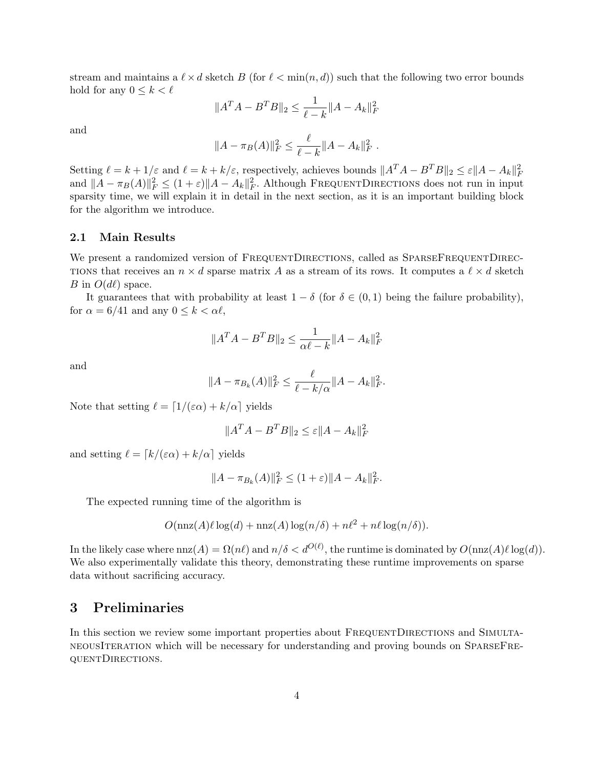stream and maintains a $\ell \times d$ sketch $B$ (for $\ell < \min(n, d)$) such that the following two error bounds hold for any $0 \leq k < \ell$

$$\|A^T A - B^T B\|_2 \leq \frac{1}{\ell - k}\|A - A_k\|_F^2$$

and

$$\|A - \pi_B(A)\|_F^2 \leq \frac{\ell}{\ell - k}\|A - A_k\|_F^2 \ .$$

Setting $\ell = k + 1/\varepsilon$ and $\ell = k + k/\varepsilon$, respectively, achieves bounds $\|A^T A - B^T B\|_2 \leq \varepsilon\|A - A_k\|_F^2$ and $\|A - \pi_B(A)\|_F^2 \leq (1 + \varepsilon)\|A - A_k\|_F^2$. Although FrequentDirections does not run in input sparsity time, we will explain it in detail in the next section, as it is an important building block for the algorithm we introduce.

### 2.1 Main Results

We present a randomized version of FrequentDirections, called as SparseFrequentDirections that receives an $n \times d$ sparse matrix $A$ as a stream of its rows. It computes a $\ell \times d$ sketch $B$ in $O(d\ell)$ space.

It guarantees that with probability at least $1 - \delta$ (for $\delta \in (0, 1)$ being the failure probability), for $\alpha = 6/41$ and any $0 \leq k < \alpha\ell$,

$$\|A^T A - B^T B\|_2 \leq \frac{1}{\alpha\ell - k}\|A - A_k\|_F^2$$

and

$$\|A - \pi_{B_k}(A)\|_F^2 \leq \frac{\ell}{\ell - k/\alpha}\|A - A_k\|_F^2.$$

Note that setting $\ell = \lceil 1/(\varepsilon\alpha) + k/\alpha \rceil$ yields

$$\|A^T A - B^T B\|_2 \leq \varepsilon\|A - A_k\|_F^2$$

and setting $\ell = \lceil k/(\varepsilon\alpha) + k/\alpha \rceil$ yields

$$\|A - \pi_{B_k}(A)\|_F^2 \leq (1 + \varepsilon)\|A - A_k\|_F^2.$$

The expected running time of the algorithm is

$$O(\text{nnz}(A)\ell\log(d) + \text{nnz}(A)\log(n/\delta) + n\ell^2 + n\ell\log(n/\delta)).$$

In the likely case where $\text{nnz}(A) = \Omega(n\ell)$ and $n/\delta < d^{O(\ell)}$, the runtime is dominated by $O(\text{nnz}(A)\ell\log(d))$. We also experimentally validate this theory, demonstrating these runtime improvements on sparse data without sacrificing accuracy.

## 3 Preliminaries

In this section we review some important properties about FrequentDirections and SimultaneousIteration which will be necessary for understanding and proving bounds on SparseFrequentDirections.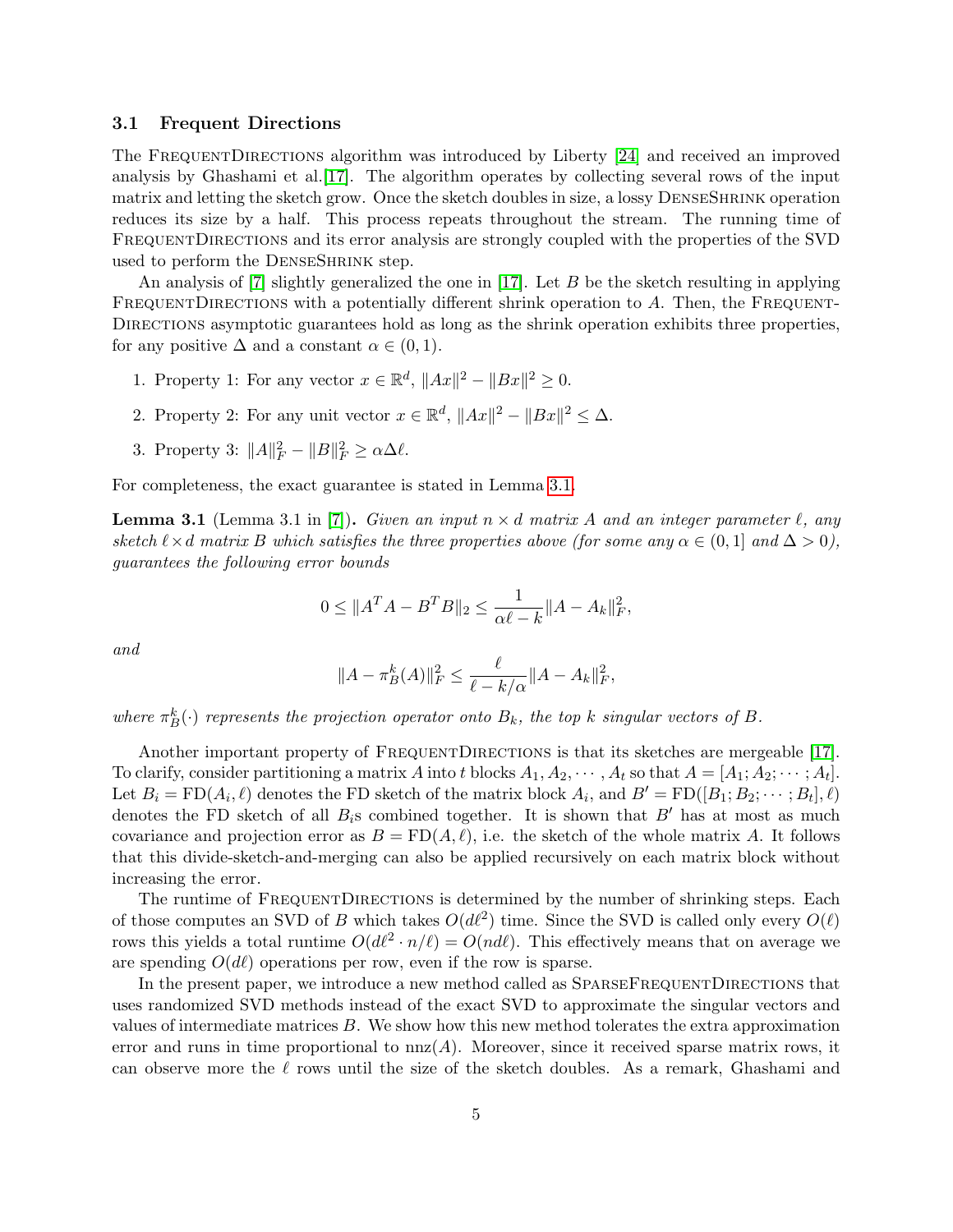### 3.1 Frequent Directions

The FrequentDirections algorithm was introduced by Liberty [24] and received an improved analysis by Ghashami et al.[17]. The algorithm operates by collecting several rows of the input matrix and letting the sketch grow. Once the sketch doubles in size, a lossy DenseShrink operation reduces its size by a half. This process repeats throughout the stream. The running time of FrequentDirections and its error analysis are strongly coupled with the properties of the SVD used to perform the DenseShrink step.

An analysis of [7] slightly generalized the one in [17]. Let $B$ be the sketch resulting in applying FrequentDirections with a potentially different shrink operation to $A$. Then, the FrequentDirections asymptotic guarantees hold as long as the shrink operation exhibits three properties, for any positive $\Delta$ and a constant $\alpha \in (0, 1)$.

1. Property 1: For any vector $x \in \mathbb{R}^d$, $\|Ax\|^2 - \|Bx\|^2 \geq 0$.
2. Property 2: For any unit vector $x \in \mathbb{R}^d$, $\|Ax\|^2 - \|Bx\|^2 \leq \Delta$.
3. Property 3: $\|A\|_F^2 - \|B\|_F^2 \geq \alpha \Delta \ell$.

For completeness, the exact guarantee is stated in Lemma 3.1.

**Lemma 3.1** (Lemma 3.1 in [7])**.** *Given an input $n \times d$ matrix $A$ and an integer parameter $\ell$, any sketch $\ell \times d$ matrix $B$ which satisfies the three properties above (for some any $\alpha \in (0, 1]$ and $\Delta > 0$), guarantees the following error bounds*

$$0 \leq \|A^T A - B^T B\|_2 \leq \frac{1}{\alpha \ell - k} \|A - A_k\|_F^2,$$

*and*

$$\|A - \pi_B^k(A)\|_F^2 \leq \frac{\ell}{\ell - k/\alpha} \|A - A_k\|_F^2,$$

*where $\pi_B^k(\cdot)$ represents the projection operator onto $B_k$, the top $k$ singular vectors of $B$.*

Another important property of FrequentDirections is that its sketches are mergeable [17]. To clarify, consider partitioning a matrix $A$ into $t$ blocks $A_1, A_2, \cdots, A_t$ so that $A = [A_1; A_2; \cdots; A_t]$. Let $B_i = \text{FD}(A_i, \ell)$ denotes the FD sketch of the matrix block $A_i$, and $B' = \text{FD}([B_1; B_2; \cdots; B_t], \ell)$ denotes the FD sketch of all $B_i$s combined together. It is shown that $B'$ has at most as much covariance and projection error as $B = \text{FD}(A, \ell)$, i.e. the sketch of the whole matrix $A$. It follows that this divide-sketch-and-merging can also be applied recursively on each matrix block without increasing the error.

The runtime of FrequentDirections is determined by the number of shrinking steps. Each of those computes an SVD of $B$ which takes $O(d\ell^2)$ time. Since the SVD is called only every $O(\ell)$ rows this yields a total runtime $O(d\ell^2 \cdot n/\ell) = O(nd\ell)$. This effectively means that on average we are spending $O(d\ell)$ operations per row, even if the row is sparse.

In the present paper, we introduce a new method called as SparseFrequentDirections that uses randomized SVD methods instead of the exact SVD to approximate the singular vectors and values of intermediate matrices $B$. We show how this new method tolerates the extra approximation error and runs in time proportional to $\text{nnz}(A)$. Moreover, since it received sparse matrix rows, it can observe more the $\ell$ rows until the size of the sketch doubles. As a remark, Ghashami and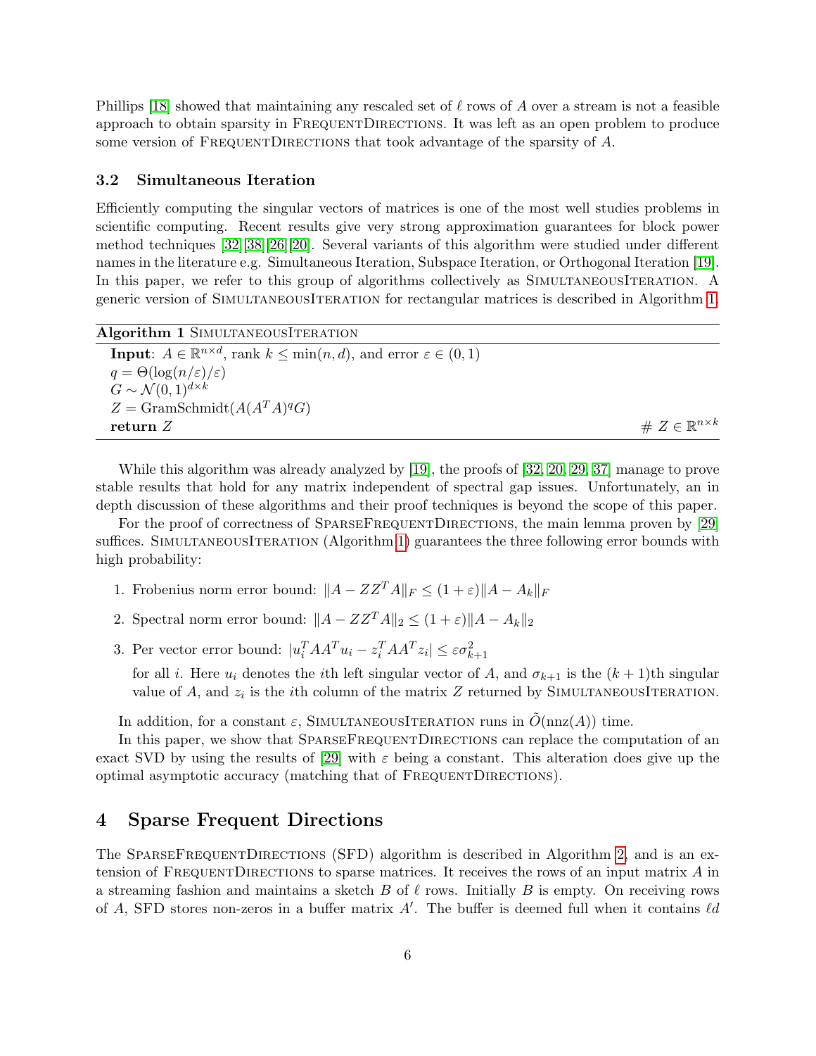Phillips [18] showed that maintaining any rescaled set of $\ell$ rows of $A$ over a stream is not a feasible approach to obtain sparsity in FrequentDirections. It was left as an open problem to produce some version of FrequentDirections that took advantage of the sparsity of $A$.

### 3.2 Simultaneous Iteration

Efficiently computing the singular vectors of matrices is one of the most well studies problems in scientific computing. Recent results give very strong approximation guarantees for block power method techniques [32][38][26][20]. Several variants of this algorithm were studied under different names in the literature e.g. Simultaneous Iteration, Subspace Iteration, or Orthogonal Iteration [19]. In this paper, we refer to this group of algorithms collectively as SimultaneousIteration. A generic version of SimultaneousIteration for rectangular matrices is described in Algorithm 1.

**Algorithm 1** SimultaneousIteration

```
Input: A ∈ R^{n×d}, rank k ≤ min(n, d), and error ε ∈ (0, 1)
q = Θ(log(n/ε)/ε)
G ~ N(0, 1)^{d×k}
Z = GramSchmidt(A(A^T A)^q G)
return Z                                                    # Z ∈ R^{n×k}
```

While this algorithm was already analyzed by [19], the proofs of [32, 20, 29, 37] manage to prove stable results that hold for any matrix independent of spectral gap issues. Unfortunately, an in depth discussion of these algorithms and their proof techniques is beyond the scope of this paper.

For the proof of correctness of SparseFrequentDirections, the main lemma proven by [29] suffices. SimultaneousIteration (Algorithm 1) guarantees the three following error bounds with high probability:

1. Frobenius norm error bound: $\|A - ZZ^T A\|_F \leq (1+\varepsilon)\|A - A_k\|_F$
2. Spectral norm error bound: $\|A - ZZ^T A\|_2 \leq (1+\varepsilon)\|A - A_k\|_2$
3. Per vector error bound: $|u_i^T AA^T u_i - z_i^T AA^T z_i| \leq \varepsilon \sigma_{k+1}^2$

   for all $i$. Here $u_i$ denotes the $i$th left singular vector of $A$, and $\sigma_{k+1}$ is the $(k+1)$th singular value of $A$, and $z_i$ is the $i$th column of the matrix $Z$ returned by SimultaneousIteration.

In addition, for a constant $\varepsilon$, SimultaneousIteration runs in $\tilde{O}(\text{nnz}(A))$ time.

In this paper, we show that SparseFrequentDirections can replace the computation of an exact SVD by using the results of [29] with $\varepsilon$ being a constant. This alteration does give up the optimal asymptotic accuracy (matching that of FrequentDirections).

## 4 Sparse Frequent Directions

The SparseFrequentDirections (SFD) algorithm is described in Algorithm 2, and is an extension of FrequentDirections to sparse matrices. It receives the rows of an input matrix $A$ in a streaming fashion and maintains a sketch $B$ of $\ell$ rows. Initially $B$ is empty. On receiving rows of $A$, SFD stores non-zeros in a buffer matrix $A'$. The buffer is deemed full when it contains $\ell d$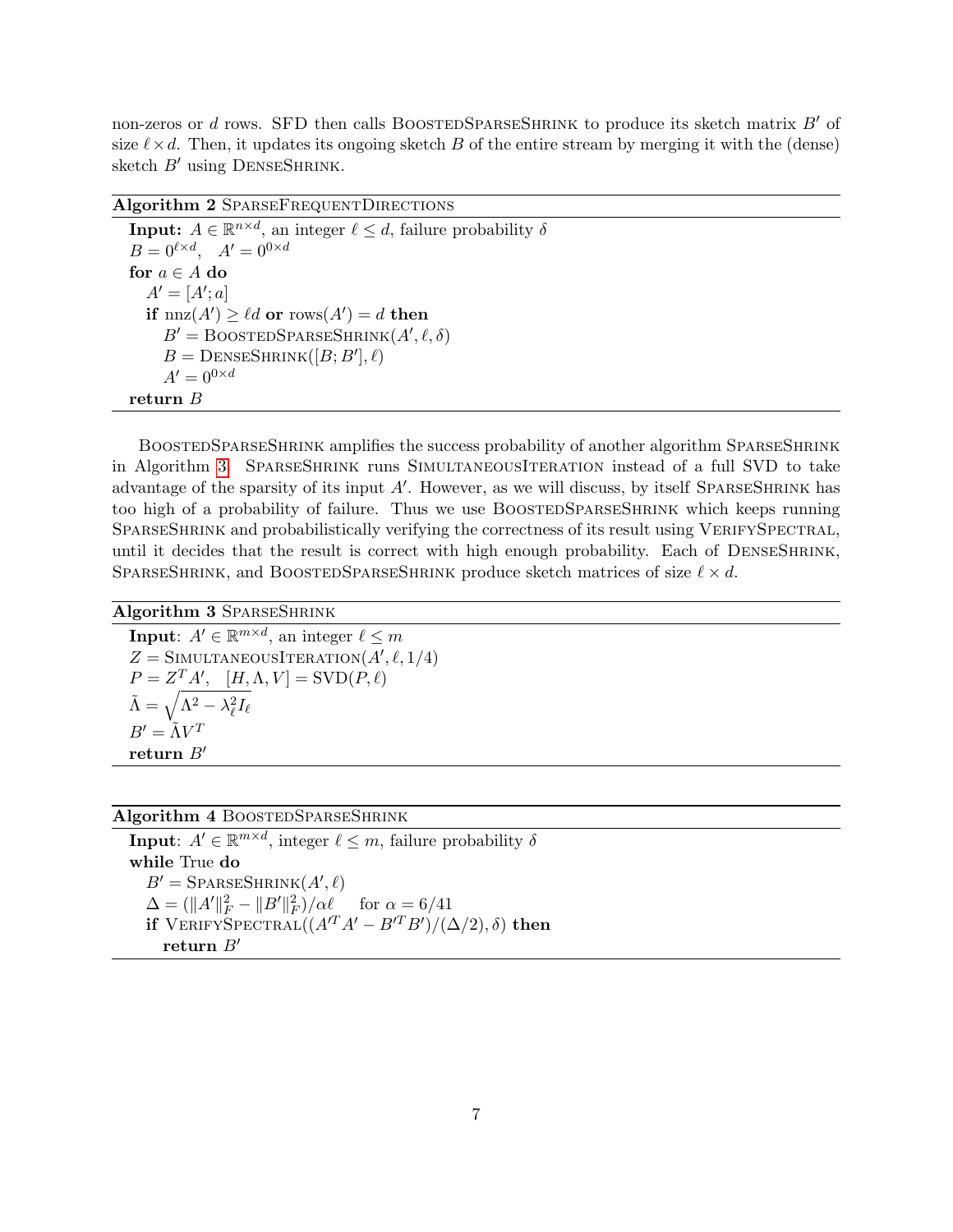non-zeros or $d$ rows. SFD then calls BoostedSparseShrink to produce its sketch matrix $B'$ of size $\ell \times d$. Then, it updates its ongoing sketch $B$ of the entire stream by merging it with the (dense) sketch $B'$ using DenseShrink.

**Algorithm 2** SparseFrequentDirections

```
Input: A ∈ R^{n×d}, an integer ℓ ≤ d, failure probability δ
B = 0^{ℓ×d},   A' = 0^{0×d}
for a ∈ A do
    A' = [A'; a]
    if nnz(A') ≥ ℓd or rows(A') = d then
        B' = BoostedSparseShrink(A', ℓ, δ)
        B = DenseShrink([B; B'], ℓ)
        A' = 0^{0×d}
return B
```

BoostedSparseShrink amplifies the success probability of another algorithm SparseShrink in Algorithm 3. SparseShrink runs SimultaneousIteration instead of a full SVD to take advantage of the sparsity of its input $A'$. However, as we will discuss, by itself SparseShrink has too high of a probability of failure. Thus we use BoostedSparseShrink which keeps running SparseShrink and probabilistically verifying the correctness of its result using VerifySpectral, until it decides that the result is correct with high enough probability. Each of DenseShrink, SparseShrink, and BoostedSparseShrink produce sketch matrices of size $\ell \times d$.

**Algorithm 3** SparseShrink

```
Input: A' ∈ R^{m×d}, an integer ℓ ≤ m
Z = SimultaneousIteration(A', ℓ, 1/4)
P = Z^T A',   [H, Λ, V] = SVD(P, ℓ)
Λ̃ = sqrt(Λ^2 − λ_ℓ^2 I_ℓ)
B' = Λ̃ V^T
return B'
```

**Algorithm 4** BoostedSparseShrink

```
Input: A' ∈ R^{m×d}, integer ℓ ≤ m, failure probability δ
while True do
    B' = SparseShrink(A', ℓ)
    Δ = (‖A'‖_F^2 − ‖B'‖_F^2)/αℓ     for α = 6/41
    if VerifySpectral((A'^T A' − B'^T B')/(Δ/2), δ) then
        return B'
```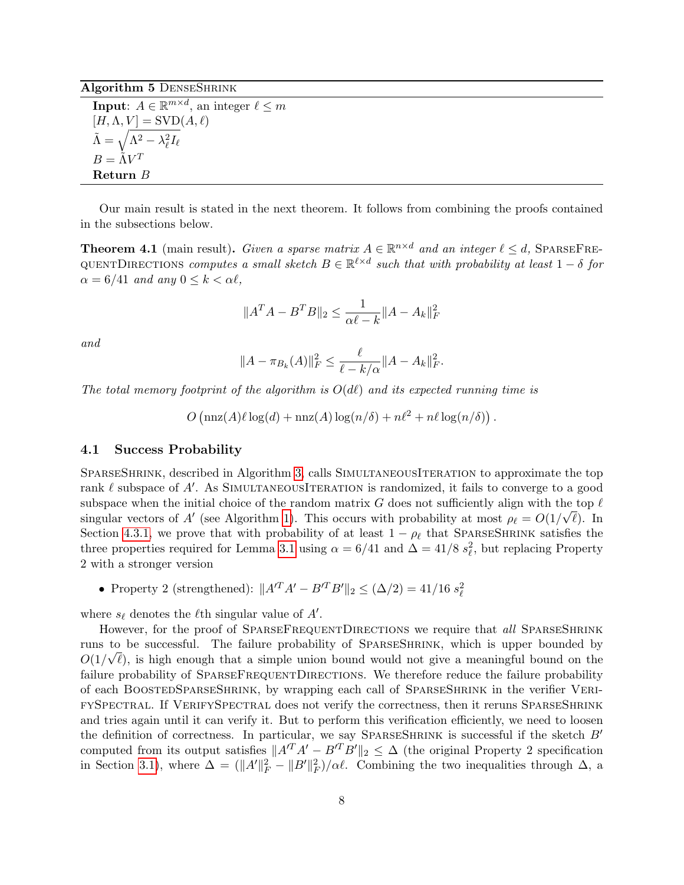**Algorithm 5** DenseShrink

**Input**: $A \in \mathbb{R}^{m \times d}$, an integer $\ell \leq m$
$[H, \Lambda, V] = \text{SVD}(A, \ell)$
$\tilde{\Lambda} = \sqrt{\Lambda^2 - \lambda_\ell^2 I_\ell}$
$B = \tilde{\Lambda} V^T$
**Return** $B$

Our main result is stated in the next theorem. It follows from combining the proofs contained in the subsections below.

**Theorem 4.1** (main result)**.** *Given a sparse matrix $A \in \mathbb{R}^{n \times d}$ and an integer $\ell \leq d$,* SparseFrequentDirections *computes a small sketch $B \in \mathbb{R}^{\ell \times d}$ such that with probability at least $1 - \delta$ for $\alpha = 6/41$ and any $0 \leq k < \alpha\ell$,*

$$\|A^T A - B^T B\|_2 \leq \frac{1}{\alpha\ell - k}\|A - A_k\|_F^2$$

*and*

$$\|A - \pi_{B_k}(A)\|_F^2 \leq \frac{\ell}{\ell - k/\alpha}\|A - A_k\|_F^2.$$

*The total memory footprint of the algorithm is $O(d\ell)$ and its expected running time is*

$$O\left(\text{nnz}(A)\ell\log(d) + \text{nnz}(A)\log(n/\delta) + n\ell^2 + n\ell\log(n/\delta)\right).$$

## 4.1 Success Probability

SparseShrink, described in Algorithm 3, calls SimultaneousIteration to approximate the top rank $\ell$ subspace of $A'$. As SimultaneousIteration is randomized, it fails to converge to a good subspace when the initial choice of the random matrix $G$ does not sufficiently align with the top $\ell$ singular vectors of $A'$ (see Algorithm 1). This occurs with probability at most $\rho_\ell = O(1/\sqrt{\ell})$. In Section 4.3.1, we prove that with probability of at least $1 - \rho_\ell$ that SparseShrink satisfies the three properties required for Lemma 3.1 using $\alpha = 6/41$ and $\Delta = 41/8\ s_\ell^2$, but replacing Property 2 with a stronger version

- Property 2 (strengthened): $\|A'^T A' - B'^T B'\|_2 \leq (\Delta/2) = 41/16\ s_\ell^2$

where $s_\ell$ denotes the $\ell$th singular value of $A'$.

However, for the proof of SparseFrequentDirections we require that *all* SparseShrink runs to be successful. The failure probability of SparseShrink, which is upper bounded by $O(1/\sqrt{\ell})$, is high enough that a simple union bound would not give a meaningful bound on the failure probability of SparseFrequentDirections. We therefore reduce the failure probability of each BoostedSparseShrink, by wrapping each call of SparseShrink in the verifier VerifySpectral. If VerifySpectral does not verify the correctness, then it reruns SparseShrink and tries again until it can verify it. But to perform this verification efficiently, we need to loosen the definition of correctness. In particular, we say SparseShrink is successful if the sketch $B'$ computed from its output satisfies $\|A'^T A' - B'^T B'\|_2 \leq \Delta$ (the original Property 2 specification in Section 3.1), where $\Delta = (\|A'\|_F^2 - \|B'\|_F^2)/\alpha\ell$. Combining the two inequalities through $\Delta$, a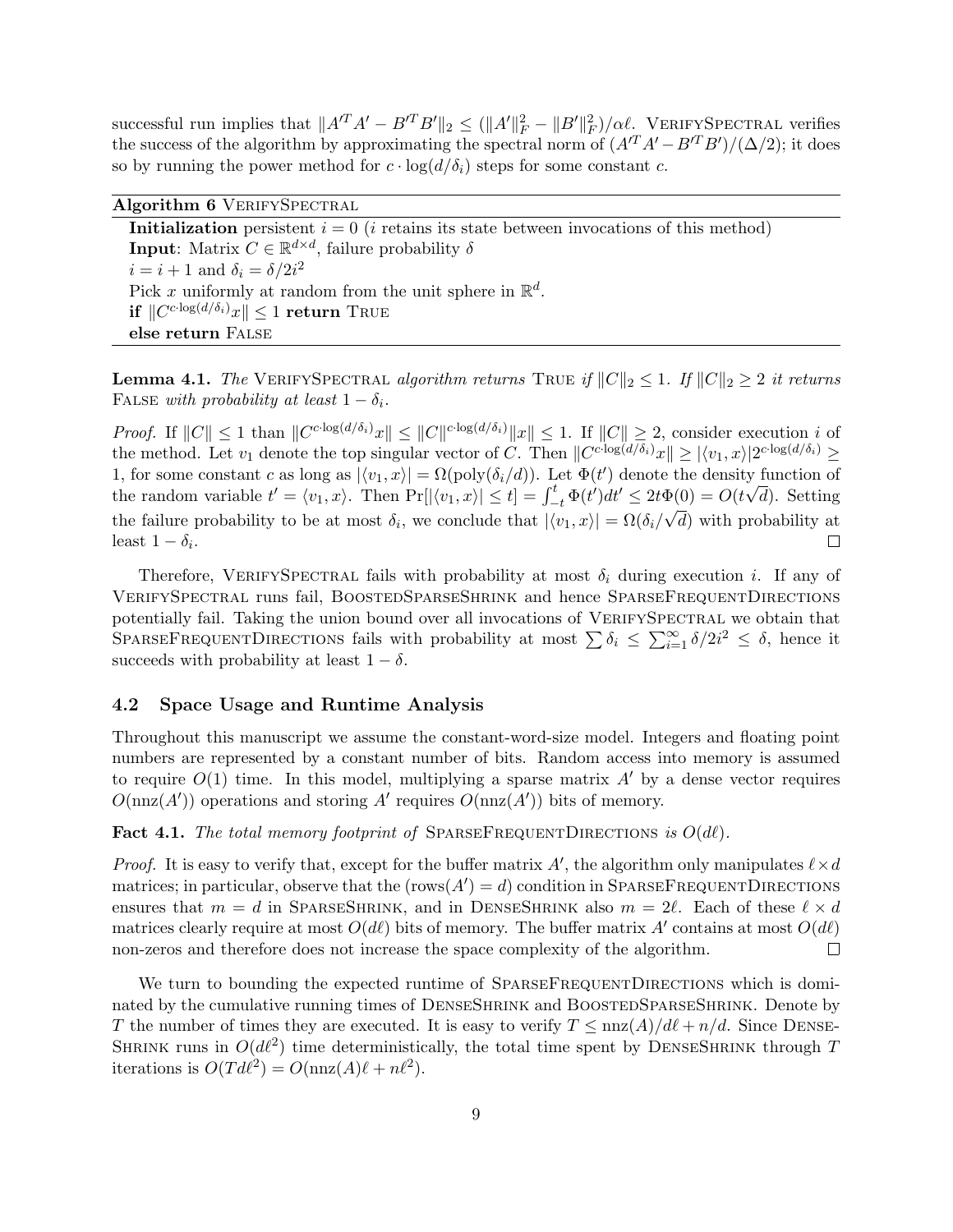successful run implies that $\|A'^T A' - B'^T B'\|_2 \leq (\|A'\|_F^2 - \|B'\|_F^2)/\alpha\ell$. VerifySpectral verifies the success of the algorithm by approximating the spectral norm of $(A'^T A' - B'^T B')/(\Delta/2)$; it does so by running the power method for $c \cdot \log(d/\delta_i)$ steps for some constant $c$.

---

**Algorithm 6** VerifySpectral

---

**Initialization** persistent $i = 0$ ($i$ retains its state between invocations of this method)
**Input**: Matrix $C \in \mathbb{R}^{d \times d}$, failure probability $\delta$
$i = i + 1$ and $\delta_i = \delta/2i^2$
Pick $x$ uniformly at random from the unit sphere in $\mathbb{R}^d$.
**if** $\|C^{c \cdot \log(d/\delta_i)} x\| \leq 1$ **return** True
**else return** False

---

**Lemma 4.1.** *The* VerifySpectral *algorithm returns* True *if* $\|C\|_2 \leq 1$. *If* $\|C\|_2 \geq 2$ *it returns* False *with probability at least* $1 - \delta_i$.

*Proof.* If $\|C\| \leq 1$ than $\|C^{c \cdot \log(d/\delta_i)} x\| \leq \|C\|^{c \cdot \log(d/\delta_i)} \|x\| \leq 1$. If $\|C\| \geq 2$, consider execution $i$ of the method. Let $v_1$ denote the top singular vector of $C$. Then $\|C^{c \cdot \log(d/\delta_i)} x\| \geq |\langle v_1, x \rangle| 2^{c \cdot \log(d/\delta_i)} \geq 1$, for some constant $c$ as long as $|\langle v_1, x \rangle| = \Omega(\text{poly}(\delta_i/d))$. Let $\Phi(t')$ denote the density function of the random variable $t' = \langle v_1, x \rangle$. Then $\Pr[|\langle v_1, x \rangle| \leq t] = \int_{-t}^{t} \Phi(t') dt' \leq 2t\Phi(0) = O(t\sqrt{d})$. Setting the failure probability to be at most $\delta_i$, we conclude that $|\langle v_1, x \rangle| = \Omega(\delta_i/\sqrt{d})$ with probability at least $1 - \delta_i$. □

Therefore, VerifySpectral fails with probability at most $\delta_i$ during execution $i$. If any of VerifySpectral runs fail, BoostedSparseShrink and hence SparseFrequentDirections potentially fail. Taking the union bound over all invocations of VerifySpectral we obtain that SparseFrequentDirections fails with probability at most $\sum \delta_i \leq \sum_{i=1}^{\infty} \delta/2i^2 \leq \delta$, hence it succeeds with probability at least $1 - \delta$.

### 4.2 Space Usage and Runtime Analysis

Throughout this manuscript we assume the constant-word-size model. Integers and floating point numbers are represented by a constant number of bits. Random access into memory is assumed to require $O(1)$ time. In this model, multiplying a sparse matrix $A'$ by a dense vector requires $O(\text{nnz}(A'))$ operations and storing $A'$ requires $O(\text{nnz}(A'))$ bits of memory.

**Fact 4.1.** *The total memory footprint of* SparseFrequentDirections *is* $O(d\ell)$.

*Proof.* It is easy to verify that, except for the buffer matrix $A'$, the algorithm only manipulates $\ell \times d$ matrices; in particular, observe that the $(\text{rows}(A') = d)$ condition in SparseFrequentDirections ensures that $m = d$ in SparseShrink, and in DenseShrink also $m = 2\ell$. Each of these $\ell \times d$ matrices clearly require at most $O(d\ell)$ bits of memory. The buffer matrix $A'$ contains at most $O(d\ell)$ non-zeros and therefore does not increase the space complexity of the algorithm. □

We turn to bounding the expected runtime of SparseFrequentDirections which is dominated by the cumulative running times of DenseShrink and BoostedSparseShrink. Denote by $T$ the number of times they are executed. It is easy to verify $T \leq \text{nnz}(A)/d\ell + n/d$. Since DenseShrink runs in $O(d\ell^2)$ time deterministically, the total time spent by DenseShrink through $T$ iterations is $O(Td\ell^2) = O(\text{nnz}(A)\ell + n\ell^2)$.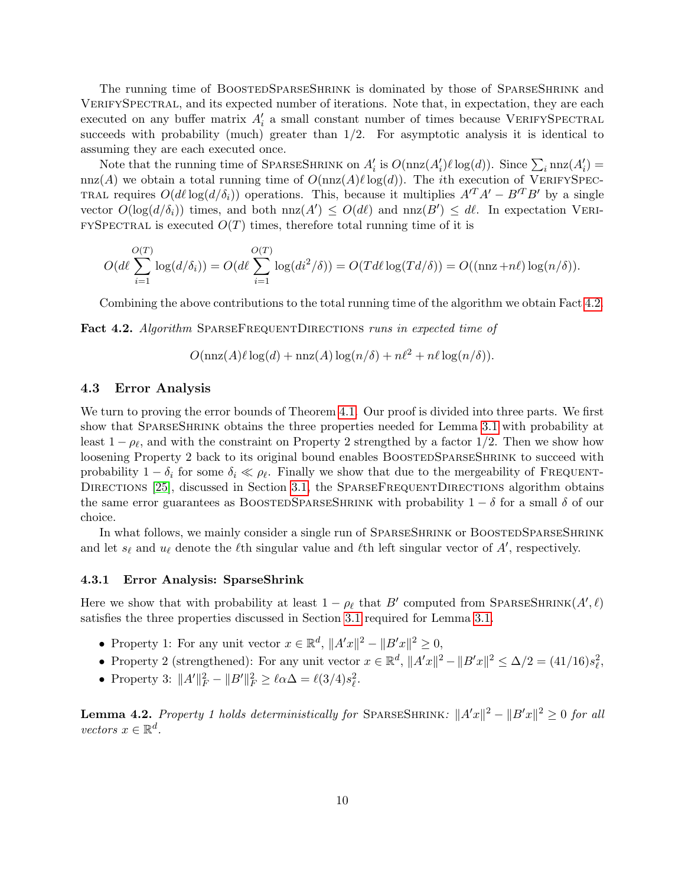The running time of BoostedSparseShrink is dominated by those of SparseShrink and VerifySpectral, and its expected number of iterations. Note that, in expectation, they are each executed on any buffer matrix $A'_i$ a small constant number of times because VerifySpectral succeeds with probability (much) greater than 1/2. For asymptotic analysis it is identical to assuming they are each executed once.

Note that the running time of SparseShrink on $A'_i$ is $O(\text{nnz}(A'_i)\ell \log(d))$. Since $\sum_i \text{nnz}(A'_i) = \text{nnz}(A)$ we obtain a total running time of $O(\text{nnz}(A)\ell \log(d))$. The $i$th execution of VerifySpectral requires $O(d\ell \log(d/\delta_i))$ operations. This, because it multiplies $A'^T A' - B'^T B'$ by a single vector $O(\log(d/\delta_i))$ times, and both $\text{nnz}(A') \leq O(d\ell)$ and $\text{nnz}(B') \leq d\ell$. In expectation VerifySpectral is executed $O(T)$ times, therefore total running time of it is

$$O(d\ell \sum_{i=1}^{O(T)} \log(d/\delta_i)) = O(d\ell \sum_{i=1}^{O(T)} \log(di^2/\delta)) = O(Td\ell \log(Td/\delta)) = O((\text{nnz} + n\ell)\log(n/\delta)).$$

Combining the above contributions to the total running time of the algorithm we obtain Fact 4.2.

**Fact 4.2.** *Algorithm* SparseFrequentDirections *runs in expected time of*

$$O(\text{nnz}(A)\ell \log(d) + \text{nnz}(A)\log(n/\delta) + n\ell^2 + n\ell \log(n/\delta)).$$

### 4.3 Error Analysis

We turn to proving the error bounds of Theorem 4.1. Our proof is divided into three parts. We first show that SparseShrink obtains the three properties needed for Lemma 3.1 with probability at least $1 - \rho_\ell$, and with the constraint on Property 2 strengthed by a factor 1/2. Then we show how loosening Property 2 back to its original bound enables BoostedSparseShrink to succeed with probability $1 - \delta_i$ for some $\delta_i \ll \rho_\ell$. Finally we show that due to the mergeability of FrequentDirections [25], discussed in Section 3.1, the SparseFrequentDirections algorithm obtains the same error guarantees as BoostedSparseShrink with probability $1 - \delta$ for a small $\delta$ of our choice.

In what follows, we mainly consider a single run of SparseShrink or BoostedSparseShrink and let $s_\ell$ and $u_\ell$ denote the $\ell$th singular value and $\ell$th left singular vector of $A'$, respectively.

#### 4.3.1 Error Analysis: SparseShrink

Here we show that with probability at least $1 - \rho_\ell$ that $B'$ computed from SparseShrink$(A', \ell)$ satisfies the three properties discussed in Section 3.1 required for Lemma 3.1.

- Property 1: For any unit vector $x \in \mathbb{R}^d$, $\|A'x\|^2 - \|B'x\|^2 \geq 0$,
- Property 2 (strengthened): For any unit vector $x \in \mathbb{R}^d$, $\|A'x\|^2 - \|B'x\|^2 \leq \Delta/2 = (41/16)s_\ell^2$,
- Property 3: $\|A'\|_F^2 - \|B'\|_F^2 \geq \ell\alpha\Delta = \ell(3/4)s_\ell^2$.

**Lemma 4.2.** *Property 1 holds deterministically for* SparseShrink*:* $\|A'x\|^2 - \|B'x\|^2 \geq 0$ *for all vectors* $x \in \mathbb{R}^d$.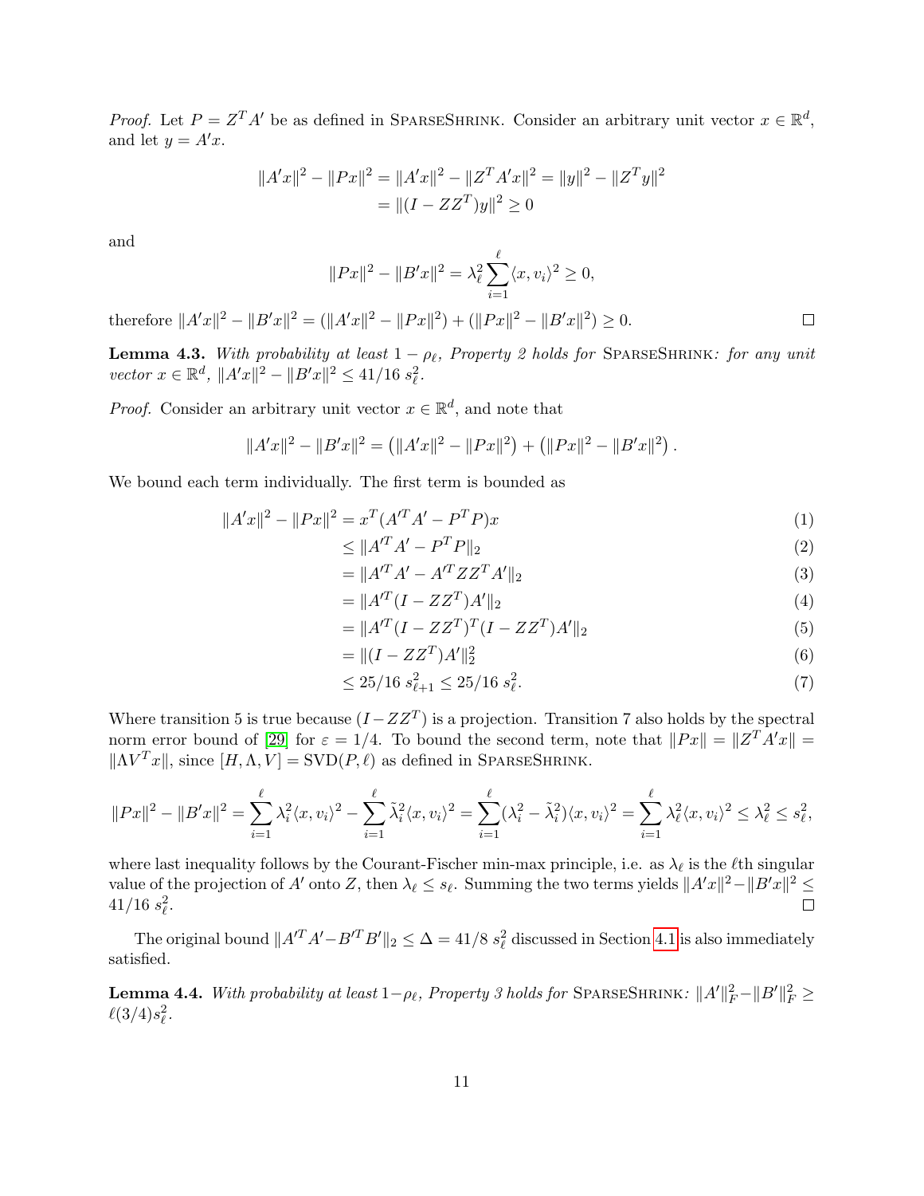*Proof.* Let $P = Z^T A'$ be as defined in SparseShrink. Consider an arbitrary unit vector $x \in \mathbb{R}^d$, and let $y = A'x$.

$$\begin{aligned}
\|A'x\|^2 - \|Px\|^2 &= \|A'x\|^2 - \|Z^T A'x\|^2 = \|y\|^2 - \|Z^T y\|^2 \\
&= \|(I - ZZ^T)y\|^2 \geq 0
\end{aligned}$$

and

$$\|Px\|^2 - \|B'x\|^2 = \lambda_\ell^2 \sum_{i=1}^{\ell} \langle x, v_i \rangle^2 \geq 0,$$

therefore $\|A'x\|^2 - \|B'x\|^2 = (\|A'x\|^2 - \|Px\|^2) + (\|Px\|^2 - \|B'x\|^2) \geq 0$. ∎

**Lemma 4.3.** *With probability at least $1 - \rho_\ell$, Property 2 holds for* SparseShrink*: for any unit vector $x \in \mathbb{R}^d$, $\|A'x\|^2 - \|B'x\|^2 \leq 41/16\ s_\ell^2$.*

*Proof.* Consider an arbitrary unit vector $x \in \mathbb{R}^d$, and note that

$$\|A'x\|^2 - \|B'x\|^2 = \left(\|A'x\|^2 - \|Px\|^2\right) + \left(\|Px\|^2 - \|B'x\|^2\right).$$

We bound each term individually. The first term is bounded as

$$\begin{aligned}
\|A'x\|^2 - \|Px\|^2 &= x^T(A'^T A' - P^T P)x && (1)\\
&\leq \|A'^T A' - P^T P\|_2 && (2)\\
&= \|A'^T A' - A'^T Z Z^T A'\|_2 && (3)\\
&= \|A'^T (I - ZZ^T) A'\|_2 && (4)\\
&= \|A'^T (I - ZZ^T)^T (I - ZZ^T) A'\|_2 && (5)\\
&= \|(I - ZZ^T)A'\|_2^2 && (6)\\
&\leq 25/16\ s_{\ell+1}^2 \leq 25/16\ s_\ell^2. && (7)
\end{aligned}$$

Where transition 5 is true because $(I - ZZ^T)$ is a projection. Transition 7 also holds by the spectral norm error bound of [29] for $\varepsilon = 1/4$. To bound the second term, note that $\|Px\| = \|Z^T A'x\| = \|\Lambda V^T x\|$, since $[H, \Lambda, V] = \text{SVD}(P, \ell)$ as defined in SparseShrink.

$$\|Px\|^2 - \|B'x\|^2 = \sum_{i=1}^{\ell} \lambda_i^2 \langle x, v_i \rangle^2 - \sum_{i=1}^{\ell} \tilde{\lambda}_i^2 \langle x, v_i \rangle^2 = \sum_{i=1}^{\ell} (\lambda_i^2 - \tilde{\lambda}_i^2) \langle x, v_i \rangle^2 = \sum_{i=1}^{\ell} \lambda_\ell^2 \langle x, v_i \rangle^2 \leq \lambda_\ell^2 \leq s_\ell^2,$$

where last inequality follows by the Courant-Fischer min-max principle, i.e. as $\lambda_\ell$ is the $\ell$th singular value of the projection of $A'$ onto $Z$, then $\lambda_\ell \leq s_\ell$. Summing the two terms yields $\|A'x\|^2 - \|B'x\|^2 \leq 41/16\ s_\ell^2$. ∎

The original bound $\|A'^T A' - B'^T B'\|_2 \leq \Delta = 41/8\ s_\ell^2$ discussed in Section 4.1 is also immediately satisfied.

**Lemma 4.4.** *With probability at least $1 - \rho_\ell$, Property 3 holds for* SparseShrink*: $\|A'\|_F^2 - \|B'\|_F^2 \geq \ell(3/4)s_\ell^2$.*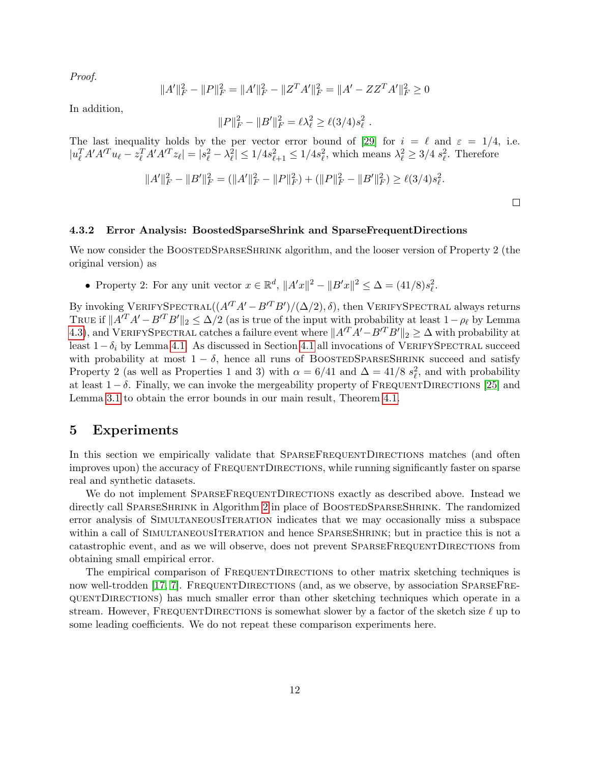*Proof.*

$$\|A'\|_F^2 - \|P\|_F^2 = \|A'\|_F^2 - \|Z^T A'\|_F^2 = \|A' - ZZ^T A'\|_F^2 \geq 0$$

In addition,

$$\|P\|_F^2 - \|B'\|_F^2 = \ell \lambda_\ell^2 \geq \ell (3/4) s_\ell^2 \ .$$

The last inequality holds by the per vector error bound of [29] for $i = \ell$ and $\varepsilon = 1/4$, i.e. $|u_\ell^T A' A'^T u_\ell - z_\ell^T A' A'^T z_\ell| = |s_\ell^2 - \lambda_\ell^2| \leq 1/4 s_{\ell+1}^2 \leq 1/4 s_\ell^2$, which means $\lambda_\ell^2 \geq 3/4 \ s_\ell^2$. Therefore

$$\|A'\|_F^2 - \|B'\|_F^2 = (\|A'\|_F^2 - \|P\|_F^2) + (\|P\|_F^2 - \|B'\|_F^2) \geq \ell (3/4) s_\ell^2.$$

□

#### 4.3.2 Error Analysis: BoostedSparseShrink and SparseFrequentDirections

We now consider the BoostedSparseShrink algorithm, and the looser version of Property 2 (the original version) as

- Property 2: For any unit vector $x \in \mathbb{R}^d$, $\|A'x\|^2 - \|B'x\|^2 \leq \Delta = (41/8) s_\ell^2$.

By invoking VerifySpectral$((A'^T A' - B'^T B')/(\Delta/2), \delta)$, then VerifySpectral always returns True if $\|A'^T A' - B'^T B'\|_2 \leq \Delta/2$ (as is true of the input with probability at least $1 - \rho_\ell$ by Lemma 4.3), and VerifySpectral catches a failure event where $\|A'^T A' - B'^T B'\|_2 \geq \Delta$ with probability at least $1 - \delta_i$ by Lemma 4.1. As discussed in Section 4.1 all invocations of VerifySpectral succeed with probability at most $1 - \delta$, hence all runs of BoostedSparseShrink succeed and satisfy Property 2 (as well as Properties 1 and 3) with $\alpha = 6/41$ and $\Delta = 41/8 \ s_\ell^2$, and with probability at least $1 - \delta$. Finally, we can invoke the mergeability property of FrequentDirections [25] and Lemma 3.1 to obtain the error bounds in our main result, Theorem 4.1.

## 5 Experiments

In this section we empirically validate that SparseFrequentDirections matches (and often improves upon) the accuracy of FrequentDirections, while running significantly faster on sparse real and synthetic datasets.

We do not implement SparseFrequentDirections exactly as described above. Instead we directly call SparseShrink in Algorithm 2 in place of BoostedSparseShrink. The randomized error analysis of SimultaneousIteration indicates that we may occasionally miss a subspace within a call of SimultaneousIteration and hence SparseShrink; but in practice this is not a catastrophic event, and as we will observe, does not prevent SparseFrequentDirections from obtaining small empirical error.

The empirical comparison of FrequentDirections to other matrix sketching techniques is now well-trodden [17, 7]. FrequentDirections (and, as we observe, by association SparseFrequentDirections) has much smaller error than other sketching techniques which operate in a stream. However, FrequentDirections is somewhat slower by a factor of the sketch size $\ell$ up to some leading coefficients. We do not repeat these comparison experiments here.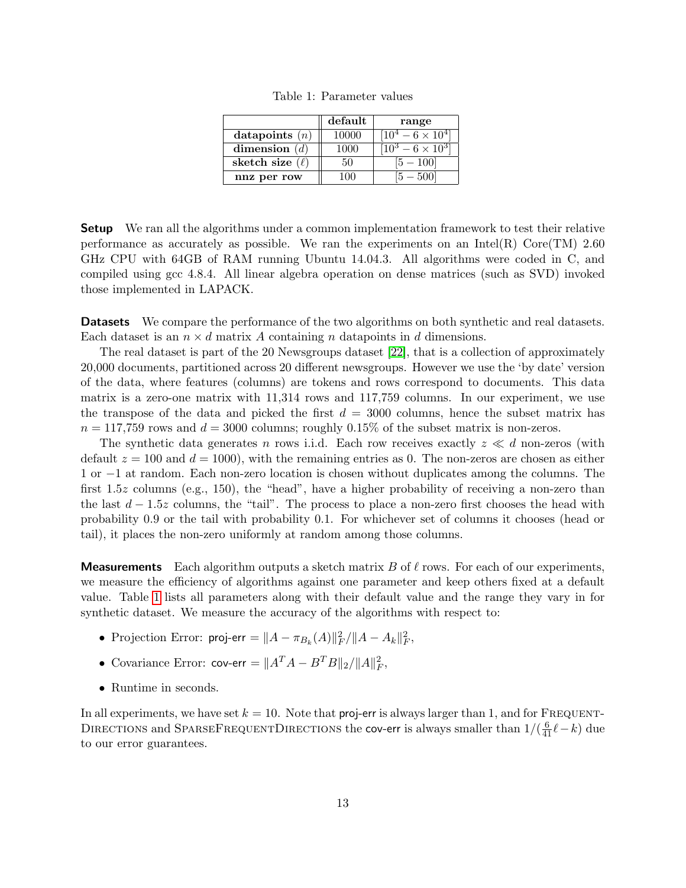Table 1: Parameter values

| | **default** | **range** |
|---|---|---|
| **datapoints** ($n$) | 10000 | $[10^4 - 6 \times 10^4]$ |
| **dimension** ($d$) | 1000 | $[10^3 - 6 \times 10^3]$ |
| **sketch size** ($\ell$) | 50 | $[5 - 100]$ |
| **nnz per row** | 100 | $[5 - 500]$ |

**Setup** We ran all the algorithms under a common implementation framework to test their relative performance as accurately as possible. We ran the experiments on an Intel(R) Core(TM) 2.60 GHz CPU with 64GB of RAM running Ubuntu 14.04.3. All algorithms were coded in C, and compiled using gcc 4.8.4. All linear algebra operation on dense matrices (such as SVD) invoked those implemented in LAPACK.

**Datasets** We compare the performance of the two algorithms on both synthetic and real datasets. Each dataset is an $n \times d$ matrix $A$ containing $n$ datapoints in $d$ dimensions.

The real dataset is part of the 20 Newsgroups dataset [22], that is a collection of approximately 20,000 documents, partitioned across 20 different newsgroups. However we use the 'by date' version of the data, where features (columns) are tokens and rows correspond to documents. This data matrix is a zero-one matrix with 11,314 rows and 117,759 columns. In our experiment, we use the transpose of the data and picked the first $d = 3000$ columns, hence the subset matrix has $n = 117{,}759$ rows and $d = 3000$ columns; roughly 0.15% of the subset matrix is non-zeros.

The synthetic data generates $n$ rows i.i.d. Each row receives exactly $z \ll d$ non-zeros (with default $z = 100$ and $d = 1000$), with the remaining entries as 0. The non-zeros are chosen as either 1 or $-1$ at random. Each non-zero location is chosen without duplicates among the columns. The first $1.5z$ columns (e.g., 150), the "head", have a higher probability of receiving a non-zero than the last $d - 1.5z$ columns, the "tail". The process to place a non-zero first chooses the head with probability 0.9 or the tail with probability 0.1. For whichever set of columns it chooses (head or tail), it places the non-zero uniformly at random among those columns.

**Measurements** Each algorithm outputs a sketch matrix $B$ of $\ell$ rows. For each of our experiments, we measure the efficiency of algorithms against one parameter and keep others fixed at a default value. Table 1 lists all parameters along with their default value and the range they vary in for synthetic dataset. We measure the accuracy of the algorithms with respect to:

- Projection Error: proj-err $= \|A - \pi_{B_k}(A)\|_F^2 / \|A - A_k\|_F^2$,
- Covariance Error: cov-err $= \|A^T A - B^T B\|_2 / \|A\|_F^2$,
- Runtime in seconds.

In all experiments, we have set $k = 10$. Note that proj-err is always larger than 1, and for FrequentDirections and SparseFrequentDirections the cov-err is always smaller than $1/(\frac{6}{41}\ell - k)$ due to our error guarantees.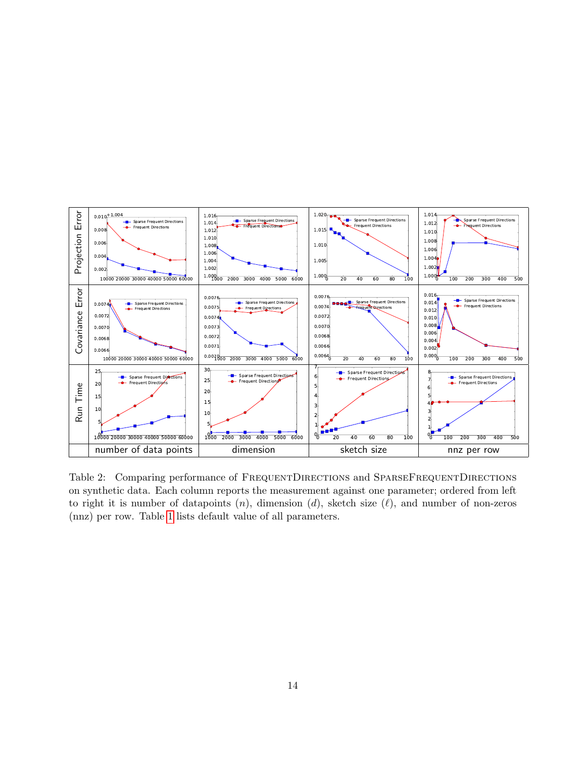Table 2: Comparing performance of FrequentDirections and SparseFrequentDirections on synthetic data. Each column reports the measurement against one parameter; ordered from left to right it is number of datapoints ($n$), dimension ($d$), sketch size ($\ell$), and number of non-zeros (nnz) per row. Table 1 lists default value of all parameters.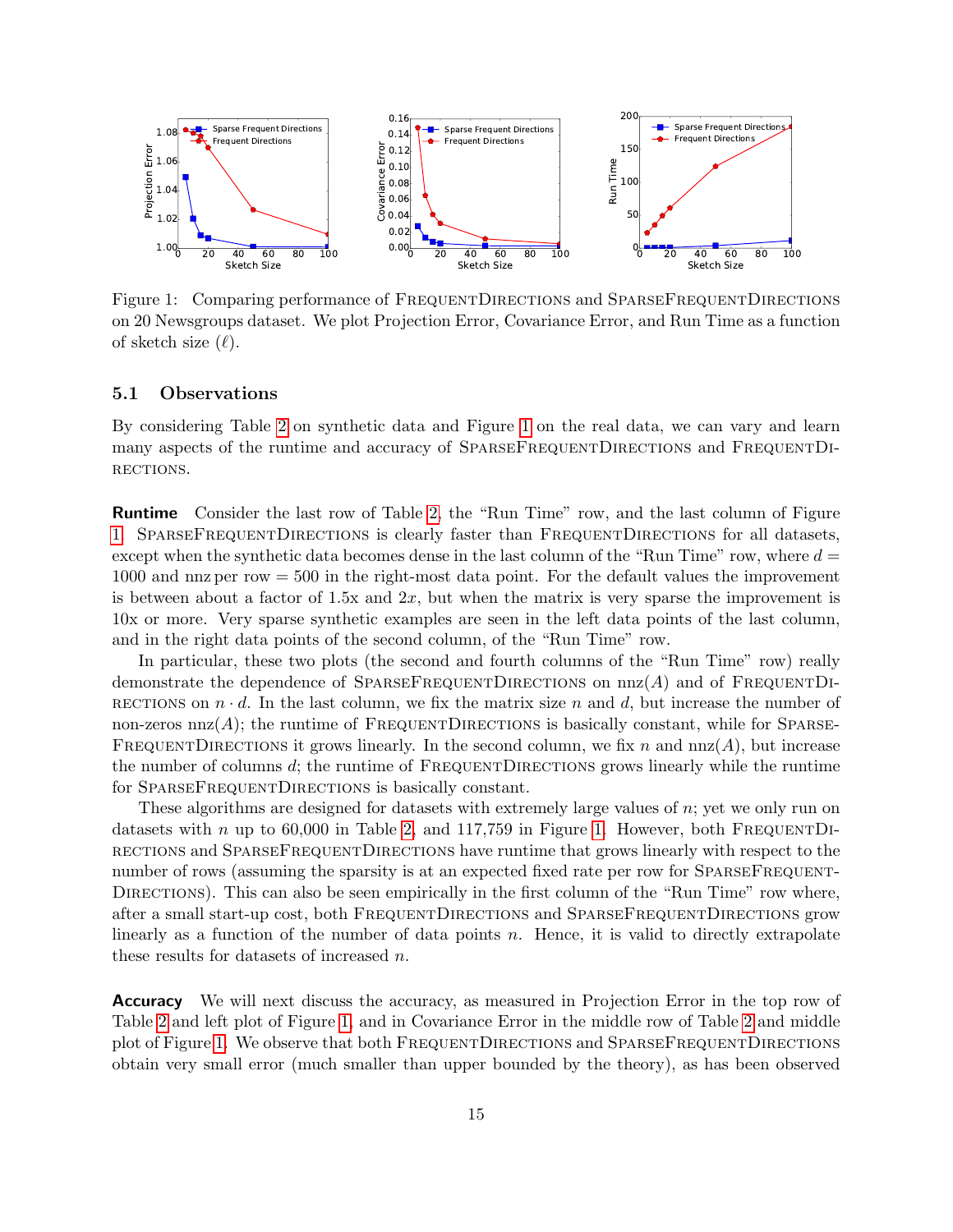Figure 1: Comparing performance of FrequentDirections and SparseFrequentDirections on 20 Newsgroups dataset. We plot Projection Error, Covariance Error, and Run Time as a function of sketch size ($\ell$).

### 5.1 Observations

By considering Table 2 on synthetic data and Figure 1 on the real data, we can vary and learn many aspects of the runtime and accuracy of SparseFrequentDirections and FrequentDirections.

**Runtime** Consider the last row of Table 2, the "Run Time" row, and the last column of Figure 1. SparseFrequentDirections is clearly faster than FrequentDirections for all datasets, except when the synthetic data becomes dense in the last column of the "Run Time" row, where $d = 1000$ and nnz per row $= 500$ in the right-most data point. For the default values the improvement is between about a factor of 1.5x and $2x$, but when the matrix is very sparse the improvement is 10x or more. Very sparse synthetic examples are seen in the left data points of the last column, and in the right data points of the second column, of the "Run Time" row.

In particular, these two plots (the second and fourth columns of the "Run Time" row) really demonstrate the dependence of SparseFrequentDirections on $\text{nnz}(A)$ and of FrequentDirections on $n \cdot d$. In the last column, we fix the matrix size $n$ and $d$, but increase the number of non-zeros $\text{nnz}(A)$; the runtime of FrequentDirections is basically constant, while for SparseFrequentDirections it grows linearly. In the second column, we fix $n$ and $\text{nnz}(A)$, but increase the number of columns $d$; the runtime of FrequentDirections grows linearly while the runtime for SparseFrequentDirections is basically constant.

These algorithms are designed for datasets with extremely large values of $n$; yet we only run on datasets with $n$ up to 60,000 in Table 2, and 117,759 in Figure 1. However, both FrequentDirections and SparseFrequentDirections have runtime that grows linearly with respect to the number of rows (assuming the sparsity is at an expected fixed rate per row for SparseFrequentDirections). This can also be seen empirically in the first column of the "Run Time" row where, after a small start-up cost, both FrequentDirections and SparseFrequentDirections grow linearly as a function of the number of data points $n$. Hence, it is valid to directly extrapolate these results for datasets of increased $n$.

**Accuracy** We will next discuss the accuracy, as measured in Projection Error in the top row of Table 2 and left plot of Figure 1, and in Covariance Error in the middle row of Table 2 and middle plot of Figure 1. We observe that both FrequentDirections and SparseFrequentDirections obtain very small error (much smaller than upper bounded by the theory), as has been observed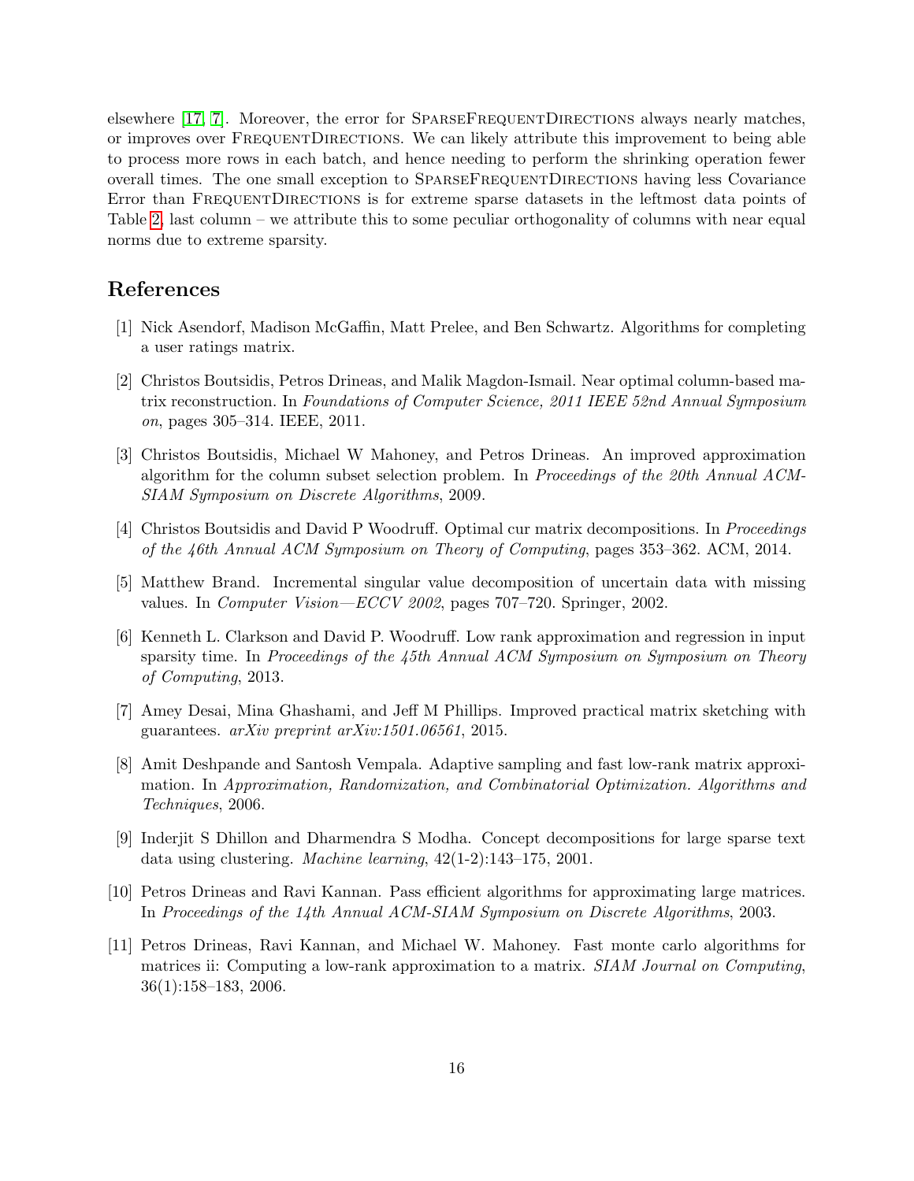elsewhere [17, 7]. Moreover, the error for SparseFrequentDirections always nearly matches, or improves over FrequentDirections. We can likely attribute this improvement to being able to process more rows in each batch, and hence needing to perform the shrinking operation fewer overall times. The one small exception to SparseFrequentDirections having less Covariance Error than FrequentDirections is for extreme sparse datasets in the leftmost data points of Table 2, last column – we attribute this to some peculiar orthogonality of columns with near equal norms due to extreme sparsity.

## References

[1] Nick Asendorf, Madison McGaffin, Matt Prelee, and Ben Schwartz. Algorithms for completing a user ratings matrix.

[2] Christos Boutsidis, Petros Drineas, and Malik Magdon-Ismail. Near optimal column-based matrix reconstruction. In *Foundations of Computer Science, 2011 IEEE 52nd Annual Symposium on*, pages 305–314. IEEE, 2011.

[3] Christos Boutsidis, Michael W Mahoney, and Petros Drineas. An improved approximation algorithm for the column subset selection problem. In *Proceedings of the 20th Annual ACM-SIAM Symposium on Discrete Algorithms*, 2009.

[4] Christos Boutsidis and David P Woodruff. Optimal cur matrix decompositions. In *Proceedings of the 46th Annual ACM Symposium on Theory of Computing*, pages 353–362. ACM, 2014.

[5] Matthew Brand. Incremental singular value decomposition of uncertain data with missing values. In *Computer Vision—ECCV 2002*, pages 707–720. Springer, 2002.

[6] Kenneth L. Clarkson and David P. Woodruff. Low rank approximation and regression in input sparsity time. In *Proceedings of the 45th Annual ACM Symposium on Symposium on Theory of Computing*, 2013.

[7] Amey Desai, Mina Ghashami, and Jeff M Phillips. Improved practical matrix sketching with guarantees. *arXiv preprint arXiv:1501.06561*, 2015.

[8] Amit Deshpande and Santosh Vempala. Adaptive sampling and fast low-rank matrix approximation. In *Approximation, Randomization, and Combinatorial Optimization. Algorithms and Techniques*, 2006.

[9] Inderjit S Dhillon and Dharmendra S Modha. Concept decompositions for large sparse text data using clustering. *Machine learning*, 42(1-2):143–175, 2001.

[10] Petros Drineas and Ravi Kannan. Pass efficient algorithms for approximating large matrices. In *Proceedings of the 14th Annual ACM-SIAM Symposium on Discrete Algorithms*, 2003.

[11] Petros Drineas, Ravi Kannan, and Michael W. Mahoney. Fast monte carlo algorithms for matrices ii: Computing a low-rank approximation to a matrix. *SIAM Journal on Computing*, 36(1):158–183, 2006.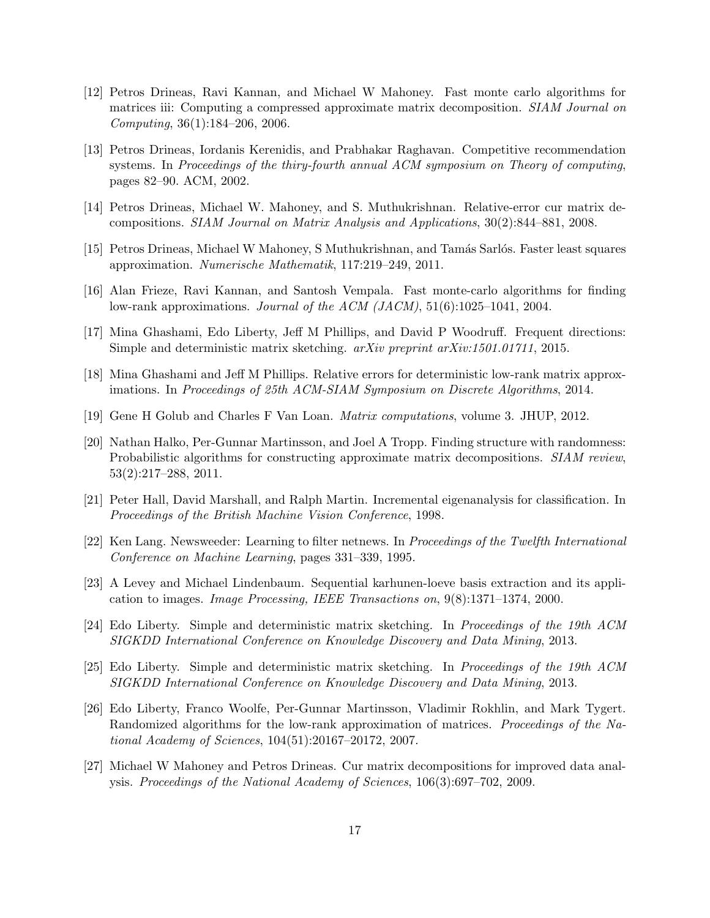[12] Petros Drineas, Ravi Kannan, and Michael W Mahoney. Fast monte carlo algorithms for matrices iii: Computing a compressed approximate matrix decomposition. *SIAM Journal on Computing*, 36(1):184–206, 2006.

[13] Petros Drineas, Iordanis Kerenidis, and Prabhakar Raghavan. Competitive recommendation systems. In *Proceedings of the thiry-fourth annual ACM symposium on Theory of computing*, pages 82–90. ACM, 2002.

[14] Petros Drineas, Michael W. Mahoney, and S. Muthukrishnan. Relative-error cur matrix decompositions. *SIAM Journal on Matrix Analysis and Applications*, 30(2):844–881, 2008.

[15] Petros Drineas, Michael W Mahoney, S Muthukrishnan, and Tamás Sarlós. Faster least squares approximation. *Numerische Mathematik*, 117:219–249, 2011.

[16] Alan Frieze, Ravi Kannan, and Santosh Vempala. Fast monte-carlo algorithms for finding low-rank approximations. *Journal of the ACM (JACM)*, 51(6):1025–1041, 2004.

[17] Mina Ghashami, Edo Liberty, Jeff M Phillips, and David P Woodruff. Frequent directions: Simple and deterministic matrix sketching. *arXiv preprint arXiv:1501.01711*, 2015.

[18] Mina Ghashami and Jeff M Phillips. Relative errors for deterministic low-rank matrix approximations. In *Proceedings of 25th ACM-SIAM Symposium on Discrete Algorithms*, 2014.

[19] Gene H Golub and Charles F Van Loan. *Matrix computations*, volume 3. JHUP, 2012.

[20] Nathan Halko, Per-Gunnar Martinsson, and Joel A Tropp. Finding structure with randomness: Probabilistic algorithms for constructing approximate matrix decompositions. *SIAM review*, 53(2):217–288, 2011.

[21] Peter Hall, David Marshall, and Ralph Martin. Incremental eigenanalysis for classification. In *Proceedings of the British Machine Vision Conference*, 1998.

[22] Ken Lang. Newsweeder: Learning to filter netnews. In *Proceedings of the Twelfth International Conference on Machine Learning*, pages 331–339, 1995.

[23] A Levey and Michael Lindenbaum. Sequential karhunen-loeve basis extraction and its application to images. *Image Processing, IEEE Transactions on*, 9(8):1371–1374, 2000.

[24] Edo Liberty. Simple and deterministic matrix sketching. In *Proceedings of the 19th ACM SIGKDD International Conference on Knowledge Discovery and Data Mining*, 2013.

[25] Edo Liberty. Simple and deterministic matrix sketching. In *Proceedings of the 19th ACM SIGKDD International Conference on Knowledge Discovery and Data Mining*, 2013.

[26] Edo Liberty, Franco Woolfe, Per-Gunnar Martinsson, Vladimir Rokhlin, and Mark Tygert. Randomized algorithms for the low-rank approximation of matrices. *Proceedings of the National Academy of Sciences*, 104(51):20167–20172, 2007.

[27] Michael W Mahoney and Petros Drineas. Cur matrix decompositions for improved data analysis. *Proceedings of the National Academy of Sciences*, 106(3):697–702, 2009.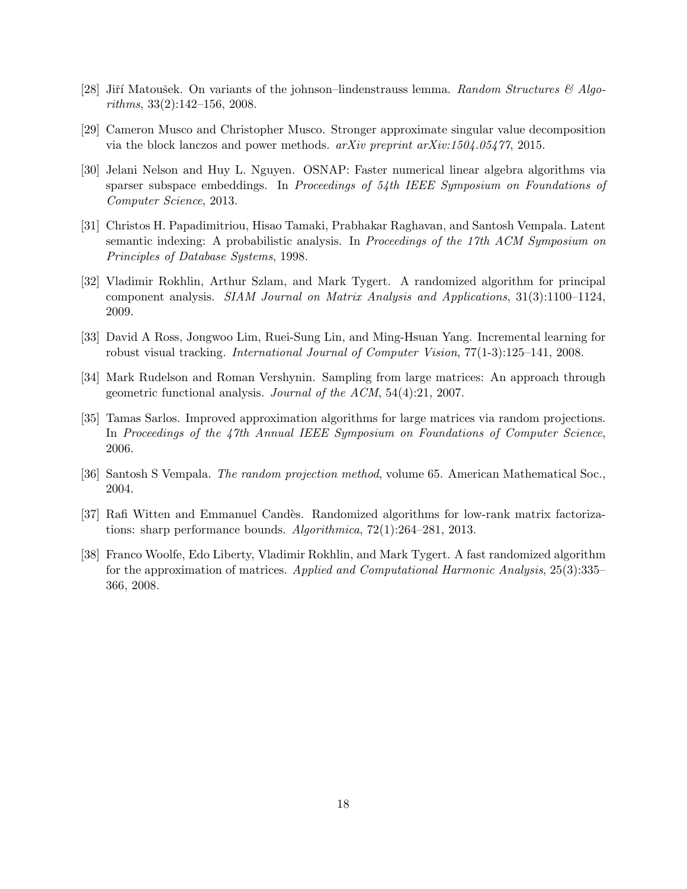[28] Jiří Matoušek. On variants of the johnson–lindenstrauss lemma. *Random Structures & Algorithms*, 33(2):142–156, 2008.

[29] Cameron Musco and Christopher Musco. Stronger approximate singular value decomposition via the block lanczos and power methods. *arXiv preprint arXiv:1504.05477*, 2015.

[30] Jelani Nelson and Huy L. Nguyen. OSNAP: Faster numerical linear algebra algorithms via sparser subspace embeddings. In *Proceedings of 54th IEEE Symposium on Foundations of Computer Science*, 2013.

[31] Christos H. Papadimitriou, Hisao Tamaki, Prabhakar Raghavan, and Santosh Vempala. Latent semantic indexing: A probabilistic analysis. In *Proceedings of the 17th ACM Symposium on Principles of Database Systems*, 1998.

[32] Vladimir Rokhlin, Arthur Szlam, and Mark Tygert. A randomized algorithm for principal component analysis. *SIAM Journal on Matrix Analysis and Applications*, 31(3):1100–1124, 2009.

[33] David A Ross, Jongwoo Lim, Ruei-Sung Lin, and Ming-Hsuan Yang. Incremental learning for robust visual tracking. *International Journal of Computer Vision*, 77(1-3):125–141, 2008.

[34] Mark Rudelson and Roman Vershynin. Sampling from large matrices: An approach through geometric functional analysis. *Journal of the ACM*, 54(4):21, 2007.

[35] Tamas Sarlos. Improved approximation algorithms for large matrices via random projections. In *Proceedings of the 47th Annual IEEE Symposium on Foundations of Computer Science*, 2006.

[36] Santosh S Vempala. *The random projection method*, volume 65. American Mathematical Soc., 2004.

[37] Rafi Witten and Emmanuel Candès. Randomized algorithms for low-rank matrix factorizations: sharp performance bounds. *Algorithmica*, 72(1):264–281, 2013.

[38] Franco Woolfe, Edo Liberty, Vladimir Rokhlin, and Mark Tygert. A fast randomized algorithm for the approximation of matrices. *Applied and Computational Harmonic Analysis*, 25(3):335–366, 2008.